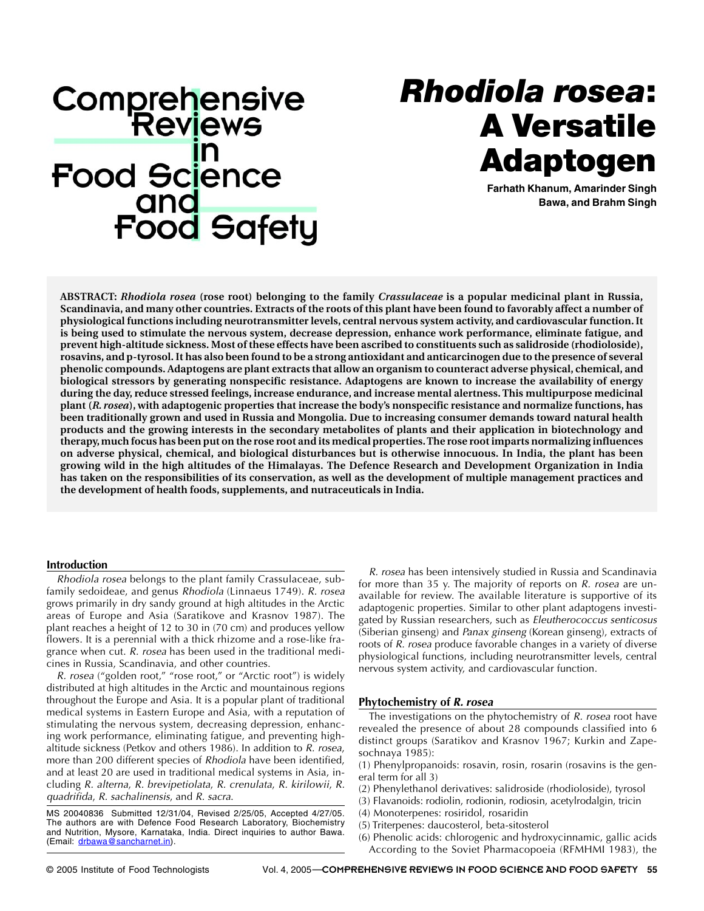# *Rhodiola rosea*: A Versatile Adaptogen

**Farhath Khanum, Amarinder Singh Bawa, and Brahm Singh**

**ABSTRACT: *Rhodiola rosea* (rose root) belonging to the family *Crassulaceae* is a popular medicinal plant in Russia, Scandinavia, and many other countries. Extracts of the roots of this plant have been found to favorably affect a number of physiological functions including neurotransmitter levels, central nervous system activity, and cardiovascular function. It is being used to stimulate the nervous system, decrease depression, enhance work performance, eliminate fatigue, and prevent high-altitude sickness. Most of these effects have been ascribed to constituents such as salidroside (rhodioloside), rosavins, and p-tyrosol. It has also been found to be a strong antioxidant and anticarcinogen due to the presence of several phenolic compounds. Adaptogens are plant extracts that allow an organism to counteract adverse physical, chemical, and biological stressors by generating nonspecific resistance. Adaptogens are known to increase the availability of energy during the day, reduce stressed feelings, increase endurance, and increase mental alertness. This multipurpose medicinal plant (*R. rosea*), with adaptogenic properties that increase the body's nonspecific resistance and normalize functions, has been traditionally grown and used in Russia and Mongolia. Due to increasing consumer demands toward natural health products and the growing interests in the secondary metabolites of plants and their application in biotechnology and therapy, much focus has been put on the rose root and its medical properties. The rose root imparts normalizing influences on adverse physical, chemical, and biological disturbances but is otherwise innocuous. In India, the plant has been growing wild in the high altitudes of the Himalayas. The Defence Research and Development Organization in India has taken on the responsibilities of its conservation, as well as the development of multiple management practices and the development of health foods, supplements, and nutraceuticals in India.**

## Introduction

*Rhodiola rosea* belongs to the plant family Crassulaceae, subfamily sedoideae, and genus *Rhodiola* (Linnaeus 1749). *R. rosea* grows primarily in dry sandy ground at high altitudes in the Arctic areas of Europe and Asia (Saratikove and Krasnov 1987). The plant reaches a height of 12 to 30 in (70 cm) and produces yellow flowers. It is a perennial with a thick rhizome and a rose-like fragrance when cut. *R. rosea* has been used in the traditional medicines in Russia, Scandinavia, and other countries.

*R. rosea* ("golden root," "rose root," or "Arctic root") is widely distributed at high altitudes in the Arctic and mountainous regions throughout the Europe and Asia. It is a popular plant of traditional medical systems in Eastern Europe and Asia, with a reputation of stimulating the nervous system, decreasing depression, enhancing work performance, eliminating fatigue, and preventing high-altitude sickness (Petkov and others 1986). In addition to *R. rosea*, more than 200 different species of *Rhodiola* have been identified, and at least 20 are used in traditional medical systems in Asia, including *R. alterna*, *R. brevipetiolata*, *R. crenulata*, *R. kirilowii*, *R. quadrifida*, *R. sachalinensis*, and *R. sacra*.

MS 20040836 Submitted 12/31/04, Revised 2/25/05, Accepted 4/27/05. The authors are with Defence Food Research Laboratory, Biochemistry and Nutrition, Mysore, Karnataka, India. Direct inquiries to author Bawa. (Email: drbawa@sancharnet.in).

*R. rosea* has been intensively studied in Russia and Scandinavia for more than 35 y. The majority of reports on *R. rosea* are unavailable for review. The available literature is supportive of its adaptogenic properties. Similar to other plant adaptogens investigated by Russian researchers, such as *Eleutherococcus senticosus* (Siberian ginseng) and *Panax ginseng* (Korean ginseng), extracts of roots of *R. rosea* produce favorable changes in a variety of diverse physiological functions, including neurotransmitter levels, central nervous system activity, and cardiovascular function.

## Phytochemistry of *R. rosea*

The investigations on the phytochemistry of *R. rosea* root have revealed the presence of about 28 compounds classified into 6 distinct groups (Saratikov and Krasnov 1967; Kurkin and Zapesochnaya 1985):

(1) Phenylpropanoids: rosavin, rosin, rosarin (rosavins is the general term for all 3)
(2) Phenylethanol derivatives: salidroside (rhodioloside), tyrosol
(3) Flavanoids: rodiolin, rodionin, rodiosin, acetylrodalgin, tricin
(4) Monoterpenes: rosiridol, rosaridin
(5) Triterpenes: daucosterol, beta-sitosterol
(6) Phenolic acids: chlorogenic and hydroxycinnamic, gallic acids

According to the Soviet Pharmacopoeia (RFMHMI 1983), the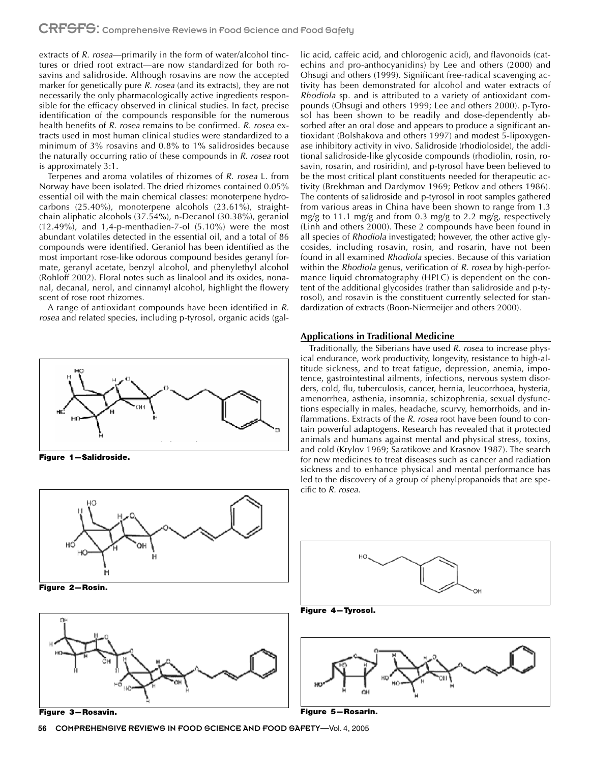extracts of *R. rosea*—primarily in the form of water/alcohol tinctures or dried root extract—are now standardized for both rosavins and salidroside. Although rosavins are now the accepted marker for genetically pure *R. rosea* (and its extracts), they are not necessarily the only pharmacologically active ingredients responsible for the efficacy observed in clinical studies. In fact, precise identification of the compounds responsible for the numerous health benefits of *R. rosea* remains to be confirmed. *R. rosea* extracts used in most human clinical studies were standardized to a minimum of 3% rosavins and 0.8% to 1% salidrosides because the naturally occurring ratio of these compounds in *R. rosea* root is approximately 3:1.

Terpenes and aroma volatiles of rhizomes of *R. rosea* L. from Norway have been isolated. The dried rhizomes contained 0.05% essential oil with the main chemical classes: monoterpene hydrocarbons (25.40%), monoterpene alcohols (23.61%), straight-chain aliphatic alcohols (37.54%), n-Decanol (30.38%), geraniol (12.49%), and 1,4-p-menthadien-7-ol (5.10%) were the most abundant volatiles detected in the essential oil, and a total of 86 compounds were identified. Geraniol has been identified as the most important rose-like odorous compound besides geranyl formate, geranyl acetate, benzyl alcohol, and phenylethyl alcohol (Rohloff 2002). Floral notes such as linalool and its oxides, nonanal, decanal, nerol, and cinnamyl alcohol, highlight the flowery scent of rose root rhizomes.

A range of antioxidant compounds have been identified in *R. rosea* and related species, including p-tyrosol, organic acids (gallic acid, caffeic acid, and chlorogenic acid), and flavonoids (catechins and pro-anthocyanidins) by Lee and others (2000) and Ohsugi and others (1999). Significant free-radical scavenging activity has been demonstrated for alcohol and water extracts of *Rhodiola* sp. and is attributed to a variety of antioxidant compounds (Ohsugi and others 1999; Lee and others 2000). p-Tyrosol has been shown to be readily and dose-dependently absorbed after an oral dose and appears to produce a significant antioxidant (Bolshakova and others 1997) and modest 5-lipoxygenase inhibitory activity in vivo. Salidroside (rhodioloside), the additional salidroside-like glycoside compounds (rhodiolin, rosin, rosavin, rosarin, and rosiridin), and p-tyrosol have been believed to be the most critical plant constituents needed for therapeutic activity (Brekhman and Dardymov 1969; Petkov and others 1986). The contents of salidroside and p-tyrosol in root samples gathered from various areas in China have been shown to range from 1.3 mg/g to 11.1 mg/g and from 0.3 mg/g to 2.2 mg/g, respectively (Linh and others 2000). These 2 compounds have been found in all species of *Rhodiola* investigated; however, the other active glycosides, including rosavin, rosin, and rosarin, have not been found in all examined *Rhodiola* species. Because of this variation within the *Rhodiola* genus, verification of *R. rosea* by high-performance liquid chromatography (HPLC) is dependent on the content of the additional glycosides (rather than salidroside and p-tyrosol), and rosavin is the constituent currently selected for standardization of extracts (Boon-Niermeijer and others 2000).

**Figure 1—Salidroside.**

**Figure 2—Rosin.**

**Figure 3—Rosavin.**

## Applications in Traditional Medicine

Traditionally, the Siberians have used *R. rosea* to increase physical endurance, work productivity, longevity, resistance to high-altitude sickness, and to treat fatigue, depression, anemia, impotence, gastrointestinal ailments, infections, nervous system disorders, cold, flu, tuberculosis, cancer, hernia, leucorrhoea, hysteria, amenorrhea, asthenia, insomnia, schizophrenia, sexual dysfunctions especially in males, headache, scurvy, hemorrhoids, and inflammations. Extracts of the *R. rosea* root have been found to contain powerful adaptogens. Research has revealed that it protected animals and humans against mental and physical stress, toxins, and cold (Krylov 1969; Saratikove and Krasnov 1987). The search for new medicines to treat diseases such as cancer and radiation sickness and to enhance physical and mental performance has led to the discovery of a group of phenylpropanoids that are specific to *R. rosea*.

**Figure 4—Tyrosol.**

**Figure 5—Rosarin.**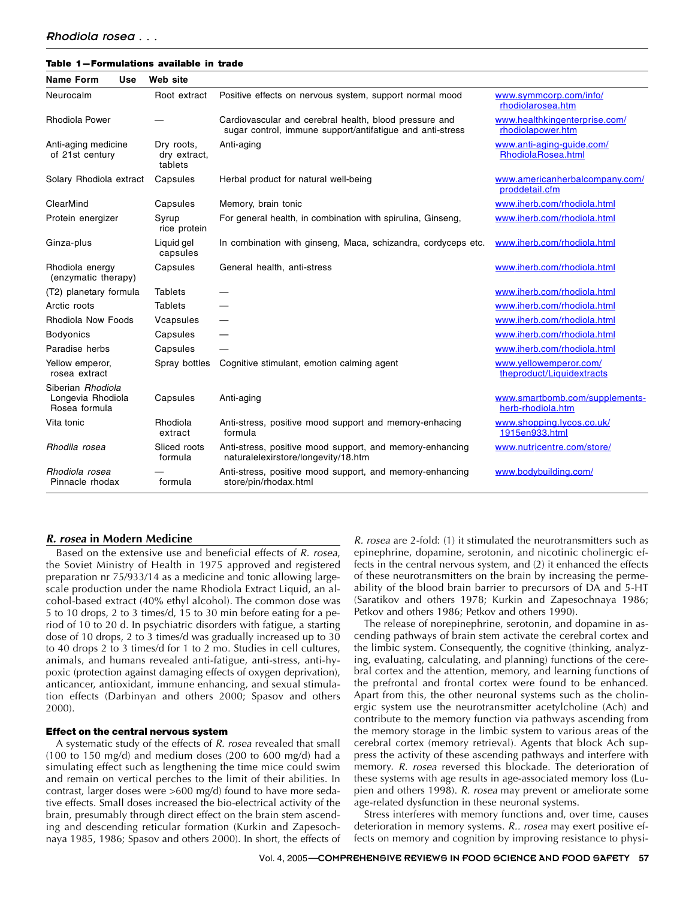**Table 1—Formulations available in trade**

| Name Form | Use | Web site | |
|---|---|---|---|
| Neurocalm | Root extract | Positive effects on nervous system, support normal mood | www.symmcorp.com/info/rhodiolarosea.htm |
| Rhodiola Power | — | Cardiovascular and cerebral health, blood pressure and sugar control, immune support/antifatigue and anti-stress | www.healthkingenterprise.com/rhodiolapower.htm |
| Anti-aging medicine of 21st century | Dry roots, dry extract, tablets | Anti-aging | www.anti-aging-guide.com/RhodiolaRosea.html |
| Solary Rhodiola extract | Capsules | Herbal product for natural well-being | www.americanherbalcompany.com/proddetail.cfm |
| ClearMind | Capsules | Memory, brain tonic | www.iherb.com/rhodiola.html |
| Protein energizer | Syrup rice protein | For general health, in combination with spirulina, Ginseng, | www.iherb.com/rhodiola.html |
| Ginza-plus | Liquid gel capsules | In combination with ginseng, Maca, schizandra, cordyceps etc. | www.iherb.com/rhodiola.html |
| Rhodiola energy (enzymatic therapy) | Capsules | General health, anti-stress | www.iherb.com/rhodiola.html |
| (T2) planetary formula | Tablets | — | www.iherb.com/rhodiola.html |
| Arctic roots | Tablets | — | www.iherb.com/rhodiola.html |
| Rhodiola Now Foods | Vcapsules | — | www.iherb.com/rhodiola.html |
| Bodyonics | Capsules | — | www.iherb.com/rhodiola.html |
| Paradise herbs | Capsules | — | www.iherb.com/rhodiola.html |
| Yellow emperor, rosea extract | Spray bottles | Cognitive stimulant, emotion calming agent | www.yellowemperor.com/theproduct/Liquidextracts |
| Siberian *Rhodiola* Longevia Rhodiola Rosea formula | Capsules | Anti-aging | www.smartbomb.com/supplements-herb-rhodiola.htm |
| Vita tonic | Rhodiola extract | Anti-stress, positive mood support and memory-enhacing formula | www.shopping.lycos.co.uk/1915en933.html |
| *Rhodila rosea* | Sliced roots formula | Anti-stress, positive mood support, and memory-enhancing naturalelexirstore/longevity/18.htm | www.nutricentre.com/store/ |
| *Rhodiola rosea* Pinnacle rhodax | — formula | Anti-stress, positive mood support, and memory-enhancing store/pin/rhodax.html | www.bodybuilding.com/ |

## *R. rosea* in Modern Medicine

Based on the extensive use and beneficial effects of *R. rosea*, the Soviet Ministry of Health in 1975 approved and registered preparation nr 75/933/14 as a medicine and tonic allowing large-scale production under the name Rhodiola Extract Liquid, an alcohol-based extract (40% ethyl alcohol). The common dose was 5 to 10 drops, 2 to 3 times/d, 15 to 30 min before eating for a period of 10 to 20 d. In psychiatric disorders with fatigue, a starting dose of 10 drops, 2 to 3 times/d was gradually increased up to 30 to 40 drops 2 to 3 times/d for 1 to 2 mo. Studies in cell cultures, animals, and humans revealed anti-fatigue, anti-stress, anti-hypoxic (protection against damaging effects of oxygen deprivation), anticancer, antioxidant, immune enhancing, and sexual stimulation effects (Darbinyan and others 2000; Spasov and others 2000).

### Effect on the central nervous system

A systematic study of the effects of *R. rosea* revealed that small (100 to 150 mg/d) and medium doses (200 to 600 mg/d) had a simulating effect such as lengthening the time mice could swim and remain on vertical perches to the limit of their abilities. In contrast, larger doses were >600 mg/d) found to have more sedative effects. Small doses increased the bio-electrical activity of the brain, presumably through direct effect on the brain stem ascending and descending reticular formation (Kurkin and Zapesochnaya 1985, 1986; Spasov and others 2000). In short, the effects of *R. rosea* are 2-fold: (1) it stimulated the neurotransmitters such as epinephrine, dopamine, serotonin, and nicotinic cholinergic effects in the central nervous system, and (2) it enhanced the effects of these neurotransmitters on the brain by increasing the permeability of the blood brain barrier to precursors of DA and 5-HT (Saratikov and others 1978; Kurkin and Zapesochnaya 1986; Petkov and others 1986; Petkov and others 1990).

The release of norepinephrine, serotonin, and dopamine in ascending pathways of brain stem activate the cerebral cortex and the limbic system. Consequently, the cognitive (thinking, analyzing, evaluating, calculating, and planning) functions of the cerebral cortex and the attention, memory, and learning functions of the prefrontal and frontal cortex were found to be enhanced. Apart from this, the other neuronal systems such as the cholinergic system use the neurotransmitter acetylcholine (Ach) and contribute to the memory function via pathways ascending from the memory storage in the limbic system to various areas of the cerebral cortex (memory retrieval). Agents that block Ach suppress the activity of these ascending pathways and interfere with memory. *R. rosea* reversed this blockade. The deterioration of these systems with age results in age-associated memory loss (Lupien and others 1998). *R. rosea* may prevent or ameliorate some age-related dysfunction in these neuronal systems.

Stress interferes with memory functions and, over time, causes deterioration in memory systems. *R.. rosea* may exert positive effects on memory and cognition by improving resistance to physi-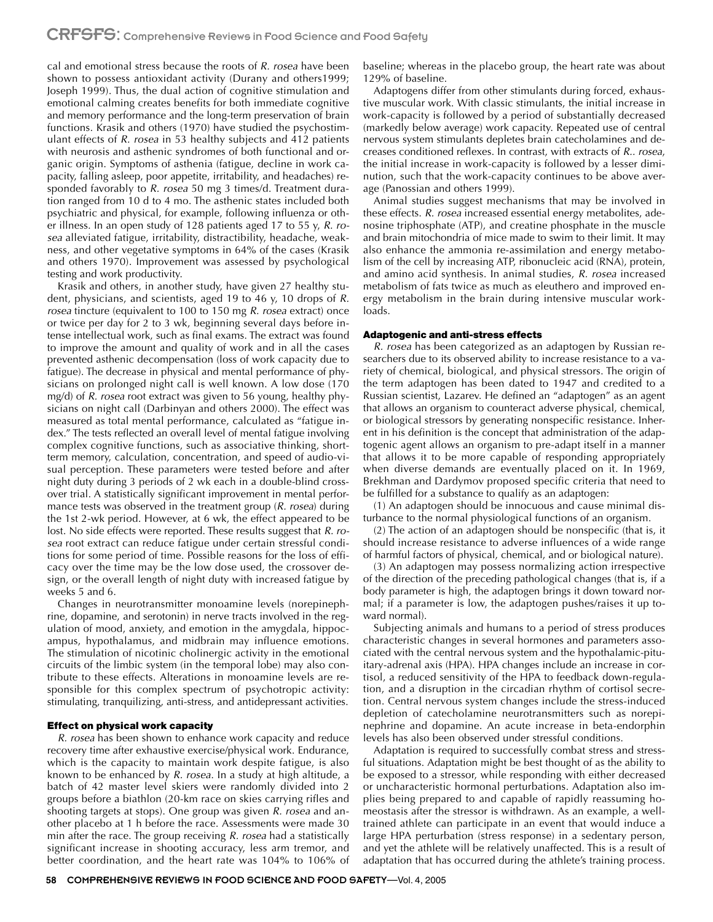cal and emotional stress because the roots of *R. rosea* have been shown to possess antioxidant activity (Durany and others1999; Joseph 1999). Thus, the dual action of cognitive stimulation and emotional calming creates benefits for both immediate cognitive and memory performance and the long-term preservation of brain functions. Krasik and others (1970) have studied the psychostimulant effects of *R. rosea* in 53 healthy subjects and 412 patients with neurosis and asthenic syndromes of both functional and organic origin. Symptoms of asthenia (fatigue, decline in work capacity, falling asleep, poor appetite, irritability, and headaches) responded favorably to *R. rosea* 50 mg 3 times/d. Treatment duration ranged from 10 d to 4 mo. The asthenic states included both psychiatric and physical, for example, following influenza or other illness. In an open study of 128 patients aged 17 to 55 y, *R. rosea* alleviated fatigue, irritability, distractibility, headache, weakness, and other vegetative symptoms in 64% of the cases (Krasik and others 1970). Improvement was assessed by psychological testing and work productivity.

Krasik and others, in another study, have given 27 healthy student, physicians, and scientists, aged 19 to 46 y, 10 drops of *R. rosea* tincture (equivalent to 100 to 150 mg *R. rosea* extract) once or twice per day for 2 to 3 wk, beginning several days before intense intellectual work, such as final exams. The extract was found to improve the amount and quality of work and in all the cases prevented asthenic decompensation (loss of work capacity due to fatigue). The decrease in physical and mental performance of physicians on prolonged night call is well known. A low dose (170 mg/d) of *R. rosea* root extract was given to 56 young, healthy physicians on night call (Darbinyan and others 2000). The effect was measured as total mental performance, calculated as "fatigue index." The tests reflected an overall level of mental fatigue involving complex cognitive functions, such as associative thinking, short-term memory, calculation, concentration, and speed of audio-visual perception. These parameters were tested before and after night duty during 3 periods of 2 wk each in a double-blind crossover trial. A statistically significant improvement in mental performance tests was observed in the treatment group (*R. rosea*) during the 1st 2-wk period. However, at 6 wk, the effect appeared to be lost. No side effects were reported. These results suggest that *R. rosea* root extract can reduce fatigue under certain stressful conditions for some period of time. Possible reasons for the loss of efficacy over the time may be the low dose used, the crossover design, or the overall length of night duty with increased fatigue by weeks 5 and 6.

Changes in neurotransmitter monoamine levels (norepinephrine, dopamine, and serotonin) in nerve tracts involved in the regulation of mood, anxiety, and emotion in the amygdala, hippocampus, hypothalamus, and midbrain may influence emotions. The stimulation of nicotinic cholinergic activity in the emotional circuits of the limbic system (in the temporal lobe) may also contribute to these effects. Alterations in monoamine levels are responsible for this complex spectrum of psychotropic activity: stimulating, tranquilizing, anti-stress, and antidepressant activities.

#### Effect on physical work capacity

*R. rosea* has been shown to enhance work capacity and reduce recovery time after exhaustive exercise/physical work. Endurance, which is the capacity to maintain work despite fatigue, is also known to be enhanced by *R. rosea*. In a study at high altitude, a batch of 42 master level skiers were randomly divided into 2 groups before a biathlon (20-km race on skies carrying rifles and shooting targets at stops). One group was given *R. rosea* and another placebo at 1 h before the race. Assessments were made 30 min after the race. The group receiving *R. rosea* had a statistically significant increase in shooting accuracy, less arm tremor, and better coordination, and the heart rate was 104% to 106% of baseline; whereas in the placebo group, the heart rate was about 129% of baseline.

Adaptogens differ from other stimulants during forced, exhaustive muscular work. With classic stimulants, the initial increase in work-capacity is followed by a period of substantially decreased (markedly below average) work capacity. Repeated use of central nervous system stimulants depletes brain catecholamines and decreases conditioned reflexes. In contrast, with extracts of *R.. rosea*, the initial increase in work-capacity is followed by a lesser diminution, such that the work-capacity continues to be above average (Panossian and others 1999).

Animal studies suggest mechanisms that may be involved in these effects. *R. rosea* increased essential energy metabolites, adenosine triphosphate (ATP), and creatine phosphate in the muscle and brain mitochondria of mice made to swim to their limit. It may also enhance the ammonia re-assimilation and energy metabolism of the cell by increasing ATP, ribonucleic acid (RNA), protein, and amino acid synthesis. In animal studies, *R. rosea* increased metabolism of fats twice as much as eleuthero and improved energy metabolism in the brain during intensive muscular workloads.

#### Adaptogenic and anti-stress effects

*R. rosea* has been categorized as an adaptogen by Russian researchers due to its observed ability to increase resistance to a variety of chemical, biological, and physical stressors. The origin of the term adaptogen has been dated to 1947 and credited to a Russian scientist, Lazarev. He defined an "adaptogen" as an agent that allows an organism to counteract adverse physical, chemical, or biological stressors by generating nonspecific resistance. Inherent in his definition is the concept that administration of the adaptogenic agent allows an organism to pre-adapt itself in a manner that allows it to be more capable of responding appropriately when diverse demands are eventually placed on it. In 1969, Brekhman and Dardymov proposed specific criteria that need to be fulfilled for a substance to qualify as an adaptogen:

(1) An adaptogen should be innocuous and cause minimal disturbance to the normal physiological functions of an organism.

(2) The action of an adaptogen should be nonspecific (that is, it should increase resistance to adverse influences of a wide range of harmful factors of physical, chemical, and or biological nature).

(3) An adaptogen may possess normalizing action irrespective of the direction of the preceding pathological changes (that is, if a body parameter is high, the adaptogen brings it down toward normal; if a parameter is low, the adaptogen pushes/raises it up toward normal).

Subjecting animals and humans to a period of stress produces characteristic changes in several hormones and parameters associated with the central nervous system and the hypothalamic-pituitary-adrenal axis (HPA). HPA changes include an increase in cortisol, a reduced sensitivity of the HPA to feedback down-regulation, and a disruption in the circadian rhythm of cortisol secretion. Central nervous system changes include the stress-induced depletion of catecholamine neurotransmitters such as norepinephrine and dopamine. An acute increase in beta-endorphin levels has also been observed under stressful conditions.

Adaptation is required to successfully combat stress and stressful situations. Adaptation might be best thought of as the ability to be exposed to a stressor, while responding with either decreased or uncharacteristic hormonal perturbations. Adaptation also implies being prepared to and capable of rapidly reassuming homeostasis after the stressor is withdrawn. As an example, a well-trained athlete can participate in an event that would induce a large HPA perturbation (stress response) in a sedentary person, and yet the athlete will be relatively unaffected. This is a result of adaptation that has occurred during the athlete's training process.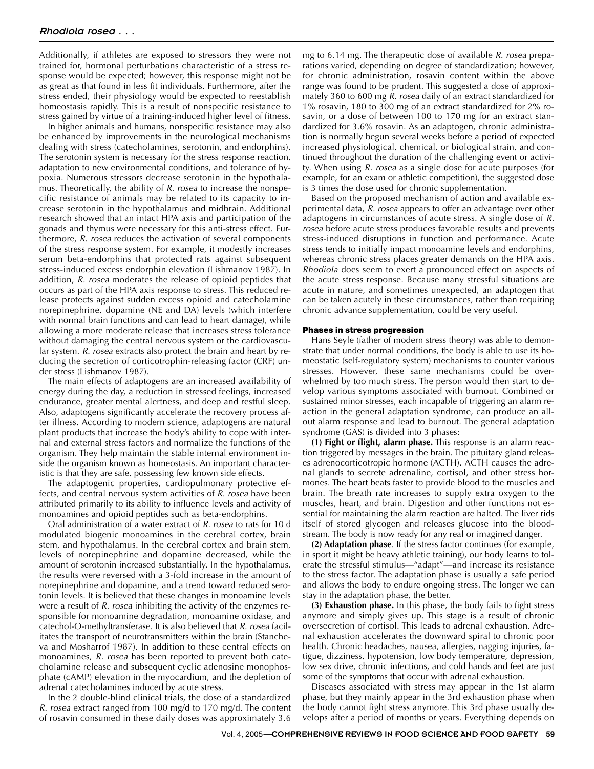Additionally, if athletes are exposed to stressors they were not trained for, hormonal perturbations characteristic of a stress response would be expected; however, this response might not be as great as that found in less fit individuals. Furthermore, after the stress ended, their physiology would be expected to reestablish homeostasis rapidly. This is a result of nonspecific resistance to stress gained by virtue of a training-induced higher level of fitness.

In higher animals and humans, nonspecific resistance may also be enhanced by improvements in the neurological mechanisms dealing with stress (catecholamines, serotonin, and endorphins). The serotonin system is necessary for the stress response reaction, adaptation to new environmental conditions, and tolerance of hypoxia. Numerous stressors decrease serotonin in the hypothalamus. Theoretically, the ability of *R. rosea* to increase the nonspecific resistance of animals may be related to its capacity to increase serotonin in the hypothalamus and midbrain. Additional research showed that an intact HPA axis and participation of the gonads and thymus were necessary for this anti-stress effect. Furthermore, *R. rosea* reduces the activation of several components of the stress response system. For example, it modestly increases serum beta-endorphins that protected rats against subsequent stress-induced excess endorphin elevation (Lishmanov 1987). In addition, *R. rosea* moderates the release of opioid peptides that occurs as part of the HPA axis response to stress. This reduced release protects against sudden excess opioid and catecholamine norepinephrine, dopamine (NE and DA) levels (which interfere with normal brain functions and can lead to heart damage), while allowing a more moderate release that increases stress tolerance without damaging the central nervous system or the cardiovascular system. *R. rosea* extracts also protect the brain and heart by reducing the secretion of corticotrophin-releasing factor (CRF) under stress (Lishmanov 1987).

The main effects of adaptogens are an increased availability of energy during the day, a reduction in stressed feelings, increased endurance, greater mental alertness, and deep and restful sleep. Also, adaptogens significantly accelerate the recovery process after illness. According to modern science, adaptogens are natural plant products that increase the body's ability to cope with internal and external stress factors and normalize the functions of the organism. They help maintain the stable internal environment inside the organism known as homeostasis. An important characteristic is that they are safe, possessing few known side effects.

The adaptogenic properties, cardiopulmonary protective effects, and central nervous system activities of *R. rosea* have been attributed primarily to its ability to influence levels and activity of monoamines and opioid peptides such as beta-endorphins.

Oral administration of a water extract of *R. rosea* to rats for 10 d modulated biogenic monoamines in the cerebral cortex, brain stem, and hypothalamus. In the cerebral cortex and brain stem, levels of norepinephrine and dopamine decreased, while the amount of serotonin increased substantially. In the hypothalamus, the results were reversed with a 3-fold increase in the amount of norepinephrine and dopamine, and a trend toward reduced serotonin levels. It is believed that these changes in monoamine levels were a result of *R. rosea* inhibiting the activity of the enzymes responsible for monoamine degradation, monoamine oxidase, and catechol-O-methyltransferase. It is also believed that *R. rosea* facilitates the transport of neurotransmitters within the brain (Stancheva and Mosharrof 1987). In addition to these central effects on monoamines, *R. rosea* has been reported to prevent both catecholamine release and subsequent cyclic adenosine monophosphate (cAMP) elevation in the myocardium, and the depletion of adrenal catecholamines induced by acute stress.

In the 2 double-blind clinical trials, the dose of a standardized *R. rosea* extract ranged from 100 mg/d to 170 mg/d. The content of rosavin consumed in these daily doses was approximately 3.6 mg to 6.14 mg. The therapeutic dose of available *R. rosea* preparations varied, depending on degree of standardization; however, for chronic administration, rosavin content within the above range was found to be prudent. This suggested a dose of approximately 360 to 600 mg *R. rosea* daily of an extract standardized for 1% rosavin, 180 to 300 mg of an extract standardized for 2% rosavin, or a dose of between 100 to 170 mg for an extract standardized for 3.6% rosavin. As an adaptogen, chronic administration is normally begun several weeks before a period of expected increased physiological, chemical, or biological strain, and continued throughout the duration of the challenging event or activity. When using *R. rosea* as a single dose for acute purposes (for example, for an exam or athletic competition), the suggested dose is 3 times the dose used for chronic supplementation.

Based on the proposed mechanism of action and available experimental data, *R. rosea* appears to offer an advantage over other adaptogens in circumstances of acute stress. A single dose of *R. rosea* before acute stress produces favorable results and prevents stress-induced disruptions in function and performance. Acute stress tends to initially impact monoamine levels and endorphins, whereas chronic stress places greater demands on the HPA axis. *Rhodiola* does seem to exert a pronounced effect on aspects of the acute stress response. Because many stressful situations are acute in nature, and sometimes unexpected, an adaptogen that can be taken acutely in these circumstances, rather than requiring chronic advance supplementation, could be very useful.

#### Phases in stress progression

Hans Seyle (father of modern stress theory) was able to demonstrate that under normal conditions, the body is able to use its homeostatic (self-regulatory system) mechanisms to counter various stresses. However, these same mechanisms could be overwhelmed by too much stress. The person would then start to develop various symptoms associated with burnout. Combined or sustained minor stresses, each incapable of triggering an alarm reaction in the general adaptation syndrome, can produce an all-out alarm response and lead to burnout. The general adaptation syndrome (GAS) is divided into 3 phases:

**(1) Fight or flight, alarm phase.** This response is an alarm reaction triggered by messages in the brain. The pituitary gland releases adrenocorticotropic hormone (ACTH). ACTH causes the adrenal glands to secrete adrenaline, cortisol, and other stress hormones. The heart beats faster to provide blood to the muscles and brain. The breath rate increases to supply extra oxygen to the muscles, heart, and brain. Digestion and other functions not essential for maintaining the alarm reaction are halted. The liver rids itself of stored glycogen and releases glucose into the bloodstream. The body is now ready for any real or imagined danger.

**(2) Adaptation phase**. If the stress factor continues (for example, in sport it might be heavy athletic training), our body learns to tolerate the stressful stimulus—"adapt"—and increase its resistance to the stress factor. The adaptation phase is usually a safe period and allows the body to endure ongoing stress. The longer we can stay in the adaptation phase, the better.

**(3) Exhaustion phase.** In this phase, the body fails to fight stress anymore and simply gives up. This stage is a result of chronic oversecretion of cortisol. This leads to adrenal exhaustion. Adrenal exhaustion accelerates the downward spiral to chronic poor health. Chronic headaches, nausea, allergies, nagging injuries, fatigue, dizziness, hypotension, low body temperature, depression, low sex drive, chronic infections, and cold hands and feet are just some of the symptoms that occur with adrenal exhaustion.

Diseases associated with stress may appear in the 1st alarm phase, but they mainly appear in the 3rd exhaustion phase when the body cannot fight stress anymore. This 3rd phase usually develops after a period of months or years. Everything depends on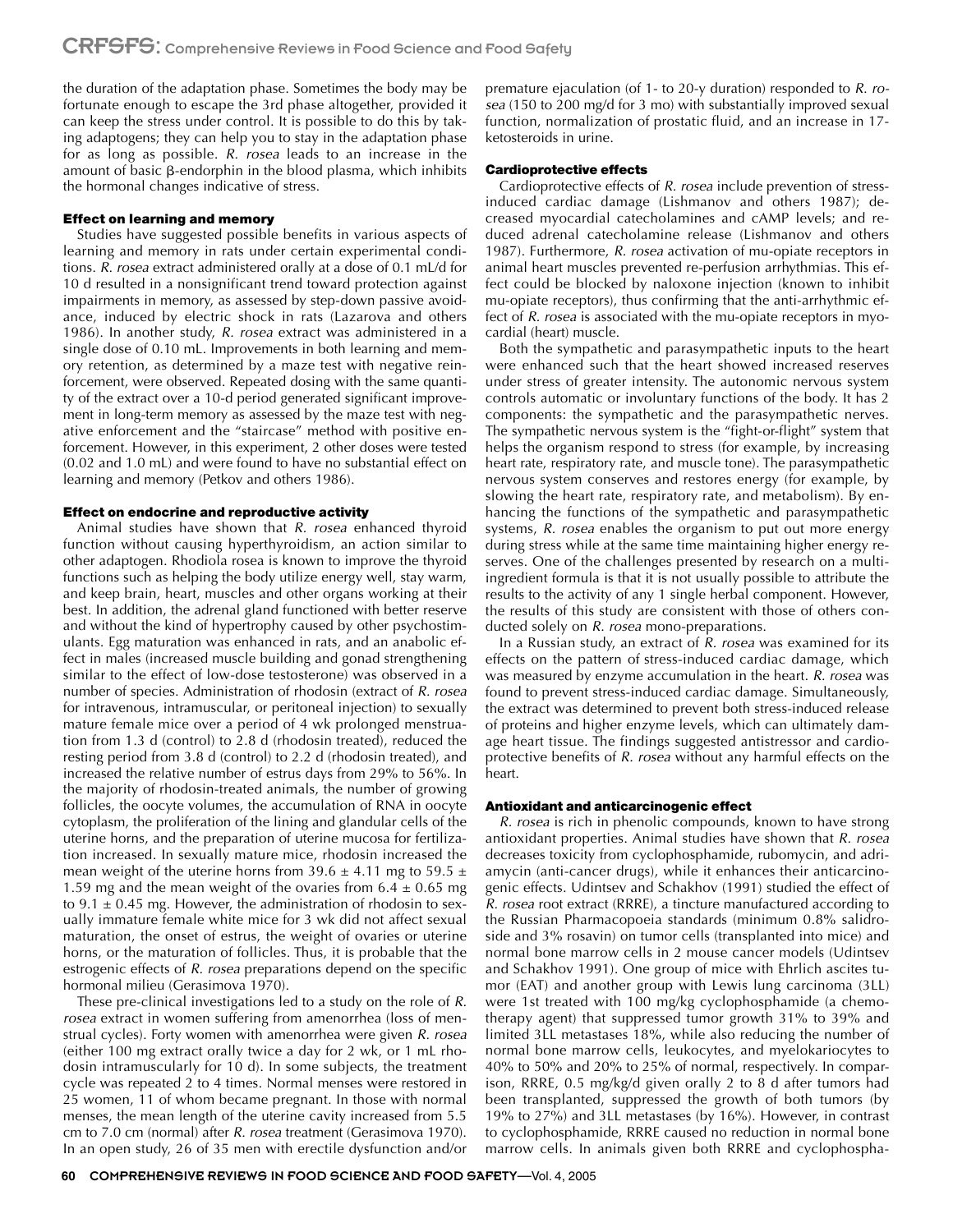the duration of the adaptation phase. Sometimes the body may be fortunate enough to escape the 3rd phase altogether, provided it can keep the stress under control. It is possible to do this by taking adaptogens; they can help you to stay in the adaptation phase for as long as possible. *R. rosea* leads to an increase in the amount of basic β-endorphin in the blood plasma, which inhibits the hormonal changes indicative of stress.

### Effect on learning and memory

Studies have suggested possible benefits in various aspects of learning and memory in rats under certain experimental conditions. *R. rosea* extract administered orally at a dose of 0.1 mL/d for 10 d resulted in a nonsignificant trend toward protection against impairments in memory, as assessed by step-down passive avoidance, induced by electric shock in rats (Lazarova and others 1986). In another study, *R. rosea* extract was administered in a single dose of 0.10 mL. Improvements in both learning and memory retention, as determined by a maze test with negative reinforcement, were observed. Repeated dosing with the same quantity of the extract over a 10-d period generated significant improvement in long-term memory as assessed by the maze test with negative enforcement and the "staircase" method with positive enforcement. However, in this experiment, 2 other doses were tested (0.02 and 1.0 mL) and were found to have no substantial effect on learning and memory (Petkov and others 1986).

### Effect on endocrine and reproductive activity

Animal studies have shown that *R. rosea* enhanced thyroid function without causing hyperthyroidism, an action similar to other adaptogen. Rhodiola rosea is known to improve the thyroid functions such as helping the body utilize energy well, stay warm, and keep brain, heart, muscles and other organs working at their best. In addition, the adrenal gland functioned with better reserve and without the kind of hypertrophy caused by other psychostimulants. Egg maturation was enhanced in rats, and an anabolic effect in males (increased muscle building and gonad strengthening similar to the effect of low-dose testosterone) was observed in a number of species. Administration of rhodosin (extract of *R. rosea* for intravenous, intramuscular, or peritoneal injection) to sexually mature female mice over a period of 4 wk prolonged menstruation from 1.3 d (control) to 2.8 d (rhodosin treated), reduced the resting period from 3.8 d (control) to 2.2 d (rhodosin treated), and increased the relative number of estrus days from 29% to 56%. In the majority of rhodosin-treated animals, the number of growing follicles, the oocyte volumes, the accumulation of RNA in oocyte cytoplasm, the proliferation of the lining and glandular cells of the uterine horns, and the preparation of uterine mucosa for fertilization increased. In sexually mature mice, rhodosin increased the mean weight of the uterine horns from 39.6 ± 4.11 mg to 59.5 ± 1.59 mg and the mean weight of the ovaries from 6.4 ± 0.65 mg to 9.1 ± 0.45 mg. However, the administration of rhodosin to sexually immature female white mice for 3 wk did not affect sexual maturation, the onset of estrus, the weight of ovaries or uterine horns, or the maturation of follicles. Thus, it is probable that the estrogenic effects of *R. rosea* preparations depend on the specific hormonal milieu (Gerasimova 1970).

These pre-clinical investigations led to a study on the role of *R. rosea* extract in women suffering from amenorrhea (loss of menstrual cycles). Forty women with amenorrhea were given *R. rosea* (either 100 mg extract orally twice a day for 2 wk, or 1 mL rhodosin intramuscularly for 10 d). In some subjects, the treatment cycle was repeated 2 to 4 times. Normal menses were restored in 25 women, 11 of whom became pregnant. In those with normal menses, the mean length of the uterine cavity increased from 5.5 cm to 7.0 cm (normal) after *R. rosea* treatment (Gerasimova 1970). In an open study, 26 of 35 men with erectile dysfunction and/or premature ejaculation (of 1- to 20-y duration) responded to *R. rosea* (150 to 200 mg/d for 3 mo) with substantially improved sexual function, normalization of prostatic fluid, and an increase in 17-ketosteroids in urine.

### Cardioprotective effects

Cardioprotective effects of *R. rosea* include prevention of stress-induced cardiac damage (Lishmanov and others 1987); decreased myocardial catecholamines and cAMP levels; and reduced adrenal catecholamine release (Lishmanov and others 1987). Furthermore, *R. rosea* activation of mu-opiate receptors in animal heart muscles prevented re-perfusion arrhythmias. This effect could be blocked by naloxone injection (known to inhibit mu-opiate receptors), thus confirming that the anti-arrhythmic effect of *R. rosea* is associated with the mu-opiate receptors in myocardial (heart) muscle.

Both the sympathetic and parasympathetic inputs to the heart were enhanced such that the heart showed increased reserves under stress of greater intensity. The autonomic nervous system controls automatic or involuntary functions of the body. It has 2 components: the sympathetic and the parasympathetic nerves. The sympathetic nervous system is the "fight-or-flight" system that helps the organism respond to stress (for example, by increasing heart rate, respiratory rate, and muscle tone). The parasympathetic nervous system conserves and restores energy (for example, by slowing the heart rate, respiratory rate, and metabolism). By enhancing the functions of the sympathetic and parasympathetic systems, *R. rosea* enables the organism to put out more energy during stress while at the same time maintaining higher energy reserves. One of the challenges presented by research on a multi-ingredient formula is that it is not usually possible to attribute the results to the activity of any 1 single herbal component. However, the results of this study are consistent with those of others conducted solely on *R. rosea* mono-preparations.

In a Russian study, an extract of *R. rosea* was examined for its effects on the pattern of stress-induced cardiac damage, which was measured by enzyme accumulation in the heart. *R. rosea* was found to prevent stress-induced cardiac damage. Simultaneously, the extract was determined to prevent both stress-induced release of proteins and higher enzyme levels, which can ultimately damage heart tissue. The findings suggested antistressor and cardioprotective benefits of *R. rosea* without any harmful effects on the heart.

### Antioxidant and anticarcinogenic effect

*R. rosea* is rich in phenolic compounds, known to have strong antioxidant properties. Animal studies have shown that *R. rosea* decreases toxicity from cyclophosphamide, rubomycin, and adriamycin (anti-cancer drugs), while it enhances their anticarcinogenic effects. Udintsev and Schakhov (1991) studied the effect of *R. rosea* root extract (RRRE), a tincture manufactured according to the Russian Pharmacopoeia standards (minimum 0.8% salidroside and 3% rosavin) on tumor cells (transplanted into mice) and normal bone marrow cells in 2 mouse cancer models (Udintsev and Schakhov 1991). One group of mice with Ehrlich ascites tumor (EAT) and another group with Lewis lung carcinoma (3LL) were 1st treated with 100 mg/kg cyclophosphamide (a chemotherapy agent) that suppressed tumor growth 31% to 39% and limited 3LL metastases 18%, while also reducing the number of normal bone marrow cells, leukocytes, and myelokariocytes to 40% to 50% and 20% to 25% of normal, respectively. In comparison, RRRE, 0.5 mg/kg/d given orally 2 to 8 d after tumors had been transplanted, suppressed the growth of both tumors (by 19% to 27%) and 3LL metastases (by 16%). However, in contrast to cyclophosphamide, RRRE caused no reduction in normal bone marrow cells. In animals given both RRRE and cyclophospha-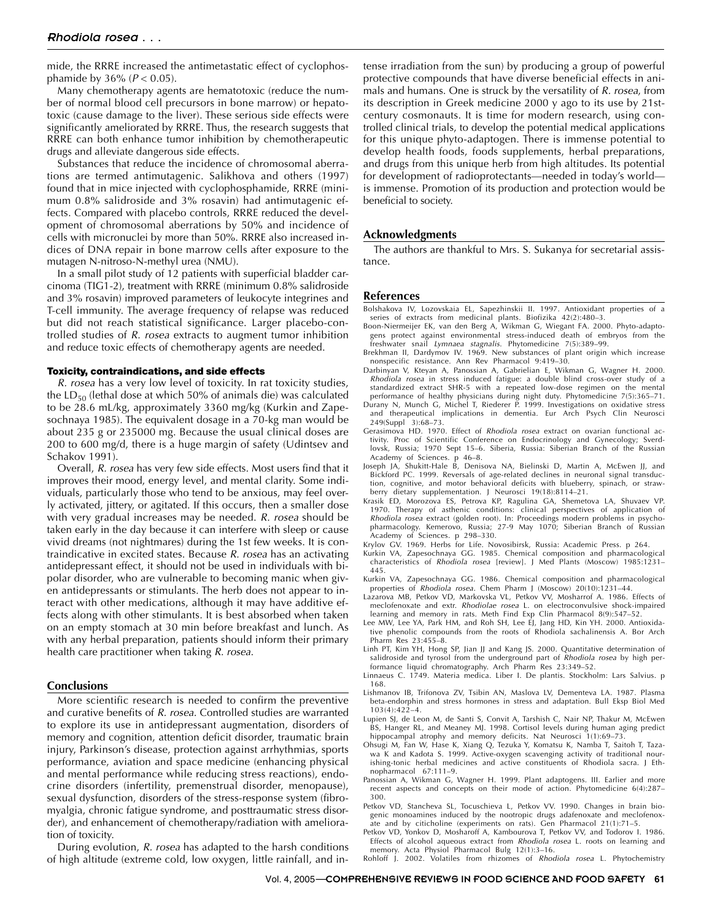mide, the RRRE increased the antimetastatic effect of cyclophosphamide by 36% ($P < 0.05$).

Many chemotherapy agents are hematotoxic (reduce the number of normal blood cell precursors in bone marrow) or hepatotoxic (cause damage to the liver). These serious side effects were significantly ameliorated by RRRE. Thus, the research suggests that RRRE can both enhance tumor inhibition by chemotherapeutic drugs and alleviate dangerous side effects.

Substances that reduce the incidence of chromosomal aberrations are termed antimutagenic. Salikhova and others (1997) found that in mice injected with cyclophosphamide, RRRE (minimum 0.8% salidroside and 3% rosavin) had antimutagenic effects. Compared with placebo controls, RRRE reduced the development of chromosomal aberrations by 50% and incidence of cells with micronuclei by more than 50%. RRRE also increased indices of DNA repair in bone marrow cells after exposure to the mutagen N-nitroso-N-methyl urea (NMU).

In a small pilot study of 12 patients with superficial bladder carcinoma (TIG1-2), treatment with RRRE (minimum 0.8% salidroside and 3% rosavin) improved parameters of leukocyte integrines and T-cell immunity. The average frequency of relapse was reduced but did not reach statistical significance. Larger placebo-controlled studies of *R. rosea* extracts to augment tumor inhibition and reduce toxic effects of chemotherapy agents are needed.

#### Toxicity, contraindications, and side effects

*R. rosea* has a very low level of toxicity. In rat toxicity studies, the $LD_{50}$ (lethal dose at which 50% of animals die) was calculated to be 28.6 mL/kg, approximately 3360 mg/kg (Kurkin and Zapesochnaya 1985). The equivalent dosage in a 70-kg man would be about 235 g or 235000 mg. Because the usual clinical doses are 200 to 600 mg/d, there is a huge margin of safety (Udintsev and Schakov 1991).

Overall, *R. rosea* has very few side effects. Most users find that it improves their mood, energy level, and mental clarity. Some individuals, particularly those who tend to be anxious, may feel overly activated, jittery, or agitated. If this occurs, then a smaller dose with very gradual increases may be needed. *R. rosea* should be taken early in the day because it can interfere with sleep or cause vivid dreams (not nightmares) during the 1st few weeks. It is contraindicative in excited states. Because *R. rosea* has an activating antidepressant effect, it should not be used in individuals with bipolar disorder, who are vulnerable to becoming manic when given antidepressants or stimulants. The herb does not appear to interact with other medications, although it may have additive effects along with other stimulants. It is best absorbed when taken on an empty stomach at 30 min before breakfast and lunch. As with any herbal preparation, patients should inform their primary health care practitioner when taking *R. rosea*.

### Conclusions

More scientific research is needed to confirm the preventive and curative benefits of *R. rosea*. Controlled studies are warranted to explore its use in antidepressant augmentation, disorders of memory and cognition, attention deficit disorder, traumatic brain injury, Parkinson's disease, protection against arrhythmias, sports performance, aviation and space medicine (enhancing physical and mental performance while reducing stress reactions), endocrine disorders (infertility, premenstrual disorder, menopause), sexual dysfunction, disorders of the stress-response system (fibromyalgia, chronic fatigue syndrome, and posttraumatic stress disorder), and enhancement of chemotherapy/radiation with amelioration of toxicity.

During evolution, *R. rosea* has adapted to the harsh conditions of high altitude (extreme cold, low oxygen, little rainfall, and intense irradiation from the sun) by producing a group of powerful protective compounds that have diverse beneficial effects in animals and humans. One is struck by the versatility of *R. rosea*, from its description in Greek medicine 2000 y ago to its use by 21st-century cosmonauts. It is time for modern research, using controlled clinical trials, to develop the potential medical applications for this unique phyto-adaptogen. There is immense potential to develop health foods, foods supplements, herbal preparations, and drugs from this unique herb from high altitudes. Its potential for development of radioprotectants—needed in today's world—is immense. Promotion of its production and protection would be beneficial to society.

### Acknowledgments

The authors are thankful to Mrs. S. Sukanya for secretarial assistance.

### References

Bolshakova IV, Lozovskaia EL, Sapezhinskii II. 1997. Antioxidant properties of a series of extracts from medicinal plants. Biofizika 42(2):480–3.

Boon-Niermeijer EK, van den Berg A, Wikman G, Wiegant FA. 2000. Phyto-adaptogens protect against environmental stress-induced death of embryos from the freshwater snail *Lymnaea stagnalis*. Phytomedicine 7(5):389–99.

Brekhman II, Dardymov IV. 1969. New substances of plant origin which increase nonspecific resistance. Ann Rev Pharmacol 9:419–30.

Darbinyan V, Kteyan A, Panossian A, Gabrielian E, Wikman G, Wagner H. 2000. *Rhodiola rosea* in stress induced fatigue: a double blind cross-over study of a standardized extract SHR-5 with a repeated low-dose regimen on the mental performance of healthy physicians during night duty. Phytomedicine 7(5):365–71.

Durany N, Munch G, Michel T, Riederer P. 1999. Investigations on oxidative stress and therapeutical implications in dementia. Eur Arch Psych Clin Neurosci 249(Suppl 3):68–73.

Gerasimova HD. 1970. Effect of *Rhodiola rosea* extract on ovarian functional activity. Proc of Scientific Conference on Endocrinology and Gynecology; Sverdlovsk, Russia; 1970 Sept 15–6. Siberia, Russia: Siberian Branch of the Russian Academy of Sciences. p 46–8.

Joseph JA, Shukitt-Hale B, Denisova NA, Bielinski D, Martin A, McEwen JJ, and Bickford PC. 1999. Reversals of age-related declines in neuronal signal transduction, cognitive, and motor behavioral deficits with blueberry, spinach, or strawberry dietary supplementation. J Neurosci 19(18):8114–21.

Krasik ED, Morozova ES, Petrova KP, Ragulina GA, Shemetova LA, Shuvaev VP. 1970. Therapy of asthenic conditions: clinical perspectives of application of *Rhodiola rosea* extract (golden root). In: Proceedings modern problems in psychopharmacology. Kemerovo, Russia; 27-9 May 1070; Siberian Branch of Russian Academy of Sciences. p 298–330.

Krylov GV. 1969. Herbs for Life. Novosibirsk, Russia: Academic Press. p 264.

Kurkin VA, Zapesochnaya GG. 1985. Chemical composition and pharmacological characteristics of *Rhodiola rosea* [review]. J Med Plants (Moscow) 1985:1231–445.

Kurkin VA, Zapesochnaya GG. 1986. Chemical composition and pharmacological properties of *Rhodiola rosea*. Chem Pharm J (Moscow) 20(10):1231–44.

Lazarova MB, Petkov VD, Markovska VL, Petkov VV, Mosharrof A. 1986. Effects of meclofenoxate and extr. *Rhodiolae rosea* L. on electroconvulsive shock-impaired learning and memory in rats. Meth Find Exp Clin Pharmacol 8(9):547–52.

Lee MW, Lee YA, Park HM, and Roh SH, Lee EJ, Jang HD, Kin YH. 2000. Antioxidative phenolic compounds from the roots of Rhodiola sachalinensis A. Bor Arch Pharm Res 23:455–8.

Linh PT, Kim YH, Hong SP, Jian JJ and Kang JS. 2000. Quantitative determination of salidroside and tyrosol from the underground part of *Rhodiola rosea* by high performance liquid chromatography. Arch Pharm Res 23:349–52.

Linnaeus C. 1749. Materia medica. Liber I. De plantis. Stockholm: Lars Salvius. p 168.

Lishmanov IB, Trifonova ZV, Tsibin AN, Maslova LV, Dementeva LA. 1987. Plasma beta-endorphin and stress hormones in stress and adaptation. Bull Eksp Biol Med 103(4):422–4.

Lupien SJ, de Leon M, de Santi S, Convit A, Tarshish C, Nair NP, Thakur M, McEwen BS, Hanger RL, and Meaney MJ. 1998. Cortisol levels during human aging predict hippocampal atrophy and memory deficits. Nat Neurosci 1(1):69–73.

Ohsugi M, Fan W, Hase K, Xiang Q, Tezuka Y, Komatsu K, Namba T, Saitoh T, Tazawa K and Kadota S. 1999. Active-oxygen scavenging activity of traditional nourishing-tonic herbal medicines and active constituents of Rhodiola sacra. J Ethnopharmacol 67:111–9.

Panossian A, Wikman G, Wagner H. 1999. Plant adaptogens. III. Earlier and more recent aspects and concepts on their mode of action. Phytomedicine 6(4):287–300.

Petkov VD, Stancheva SL, Tocuschieva L, Petkov VV. 1990. Changes in brain biogenic monoamines induced by the nootropic drugs adafenoxate and meclofenoxate and by citicholine (experiments on rats). Gen Pharmacol 21(1):71–5.

Petkov VD, Yonkov D, Mosharoff A, Kambourova T, Petkov VV, and Todorov I. 1986. Effects of alcohol aqueous extract from *Rhodiola rosea* L. roots on learning and memory. Acta Physiol Pharmacol Bulg 12(1):3–16.

Rohloff J. 2002. Volatiles from rhizomes of *Rhodiola rosea* L. Phytochemistry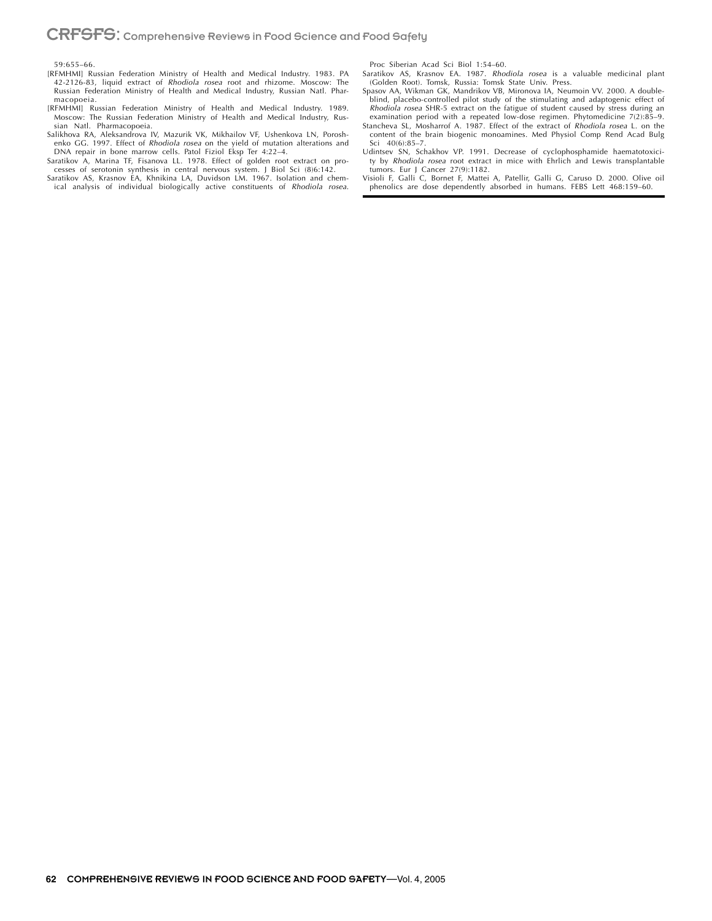59:655–66.

[RFMHMI] Russian Federation Ministry of Health and Medical Industry. 1983. PA 42-2126-83, liquid extract of *Rhodiola rosea* root and rhizome. Moscow: The Russian Federation Ministry of Health and Medical Industry, Russian Natl. Pharmacopoeia.

[RFMHMI] Russian Federation Ministry of Health and Medical Industry. 1989. Moscow: The Russian Federation Ministry of Health and Medical Industry, Russian Natl. Pharmacopoeia.

Salikhova RA, Aleksandrova IV, Mazurik VK, Mikhailov VF, Ushenkova LN, Poroshenko GG. 1997. Effect of *Rhodiola rosea* on the yield of mutation alterations and DNA repair in bone marrow cells. Patol Fiziol Eksp Ter 4:22–4.

Saratikov A, Marina TF, Fisanova LL. 1978. Effect of golden root extract on processes of serotonin synthesis in central nervous system. J Biol Sci (8)6:142.

Saratikov AS, Krasnov EA, Khnikina LA, Duvidson LM. 1967. Isolation and chemical analysis of individual biologically active constituents of *Rhodiola rosea*. Proc Siberian Acad Sci Biol 1:54–60.

Saratikov AS, Krasnov EA. 1987. *Rhodiola rosea* is a valuable medicinal plant (Golden Root). Tomsk, Russia: Tomsk State Univ. Press.

Spasov AA, Wikman GK, Mandrikov VB, Mironova IA, Neumoin VV. 2000. A double-blind, placebo-controlled pilot study of the stimulating and adaptogenic effect of *Rhodiola rosea* SHR-5 extract on the fatigue of student caused by stress during an examination period with a repeated low-dose regimen. Phytomedicine 7(2):85–9.

Stancheva SL, Mosharrof A. 1987. Effect of the extract of *Rhodiola rosea* L. on the content of the brain biogenic monoamines. Med Physiol Comp Rend Acad Bulg Sci 40(6):85–7.

Udintsev SN, Schakhov VP. 1991. Decrease of cyclophosphamide haematotoxicity by *Rhodiola rosea* root extract in mice with Ehrlich and Lewis transplantable tumors. Eur J Cancer 27(9):1182.

Visioli F, Galli C, Bornet F, Mattei A, Patellir, Galli G, Caruso D. 2000. Olive oil phenolics are dose dependently absorbed in humans. FEBS Lett 468:159–60.